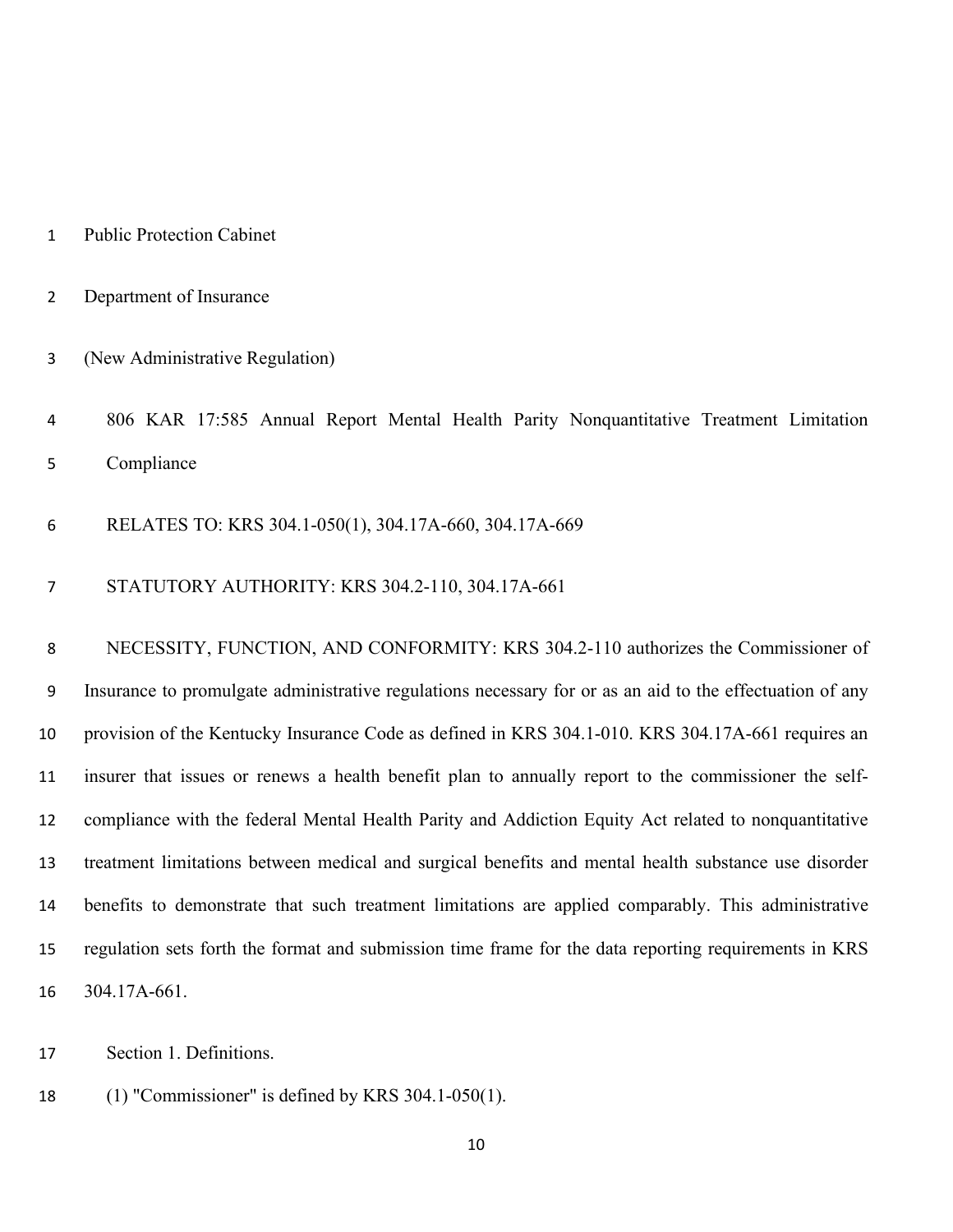Public Protection Cabinet

Department of Insurance

(New Administrative Regulation)

806 KAR 17:585 Annual Report Mental Health Parity Nonquantitative Treatment Limitation Compliance

RELATES TO: KRS 304.1-050(1), 304.17A-660, 304.17A-669

STATUTORY AUTHORITY: KRS 304.2-110, 304.17A-661

NECESSITY, FUNCTION, AND CONFORMITY: KRS 304.2-110 authorizes the Commissioner of Insurance to promulgate administrative regulations necessary for or as an aid to the effectuation of any provision of the Kentucky Insurance Code as defined in KRS 304.1-010. KRS 304.17A-661 requires an insurer that issues or renews a health benefit plan to annually report to the commissioner the self-compliance with the federal Mental Health Parity and Addiction Equity Act related to nonquantitative treatment limitations between medical and surgical benefits and mental health substance use disorder benefits to demonstrate that such treatment limitations are applied comparably. This administrative regulation sets forth the format and submission time frame for the data reporting requirements in KRS 304.17A-661.

Section 1. Definitions.

(1) "Commissioner" is defined by KRS 304.1-050(1).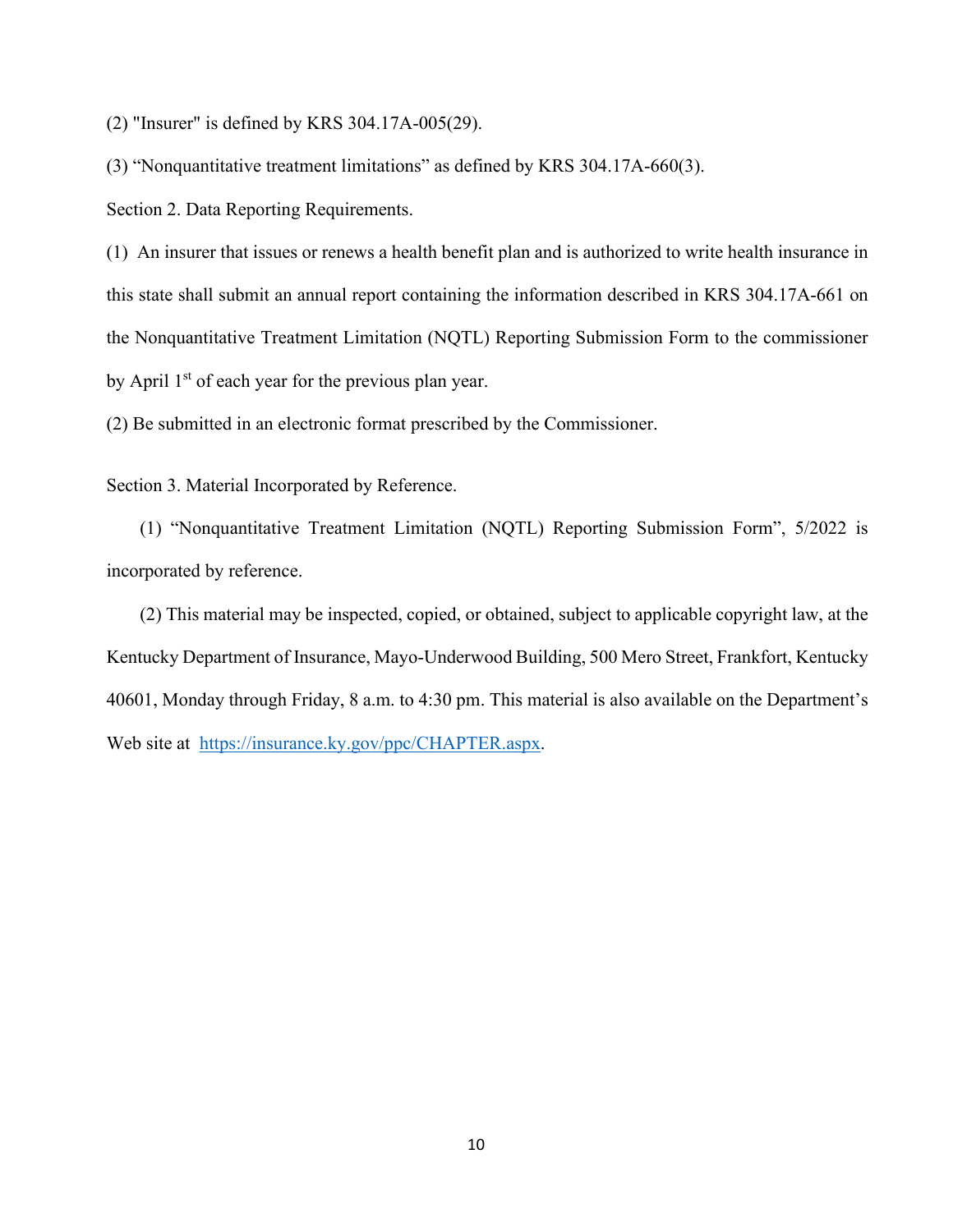(2) "Insurer" is defined by KRS 304.17A-005(29).

(3) "Nonquantitative treatment limitations" as defined by KRS 304.17A-660(3).

Section 2. Data Reporting Requirements.

(1) An insurer that issues or renews a health benefit plan and is authorized to write health insurance in this state shall submit an annual report containing the information described in KRS 304.17A-661 on the Nonquantitative Treatment Limitation (NQTL) Reporting Submission Form to the commissioner by April 1st of each year for the previous plan year.

(2) Be submitted in an electronic format prescribed by the Commissioner.

Section 3. Material Incorporated by Reference.

(1) "Nonquantitative Treatment Limitation (NQTL) Reporting Submission Form", 5/2022 is incorporated by reference.

(2) This material may be inspected, copied, or obtained, subject to applicable copyright law, at the Kentucky Department of Insurance, Mayo-Underwood Building, 500 Mero Street, Frankfort, Kentucky 40601, Monday through Friday, 8 a.m. to 4:30 pm. This material is also available on the Department's Web site at [https://insurance.ky.gov/ppc/CHAPTER.aspx](https://insurance.ky.gov/ppc/CHAPTER.aspx).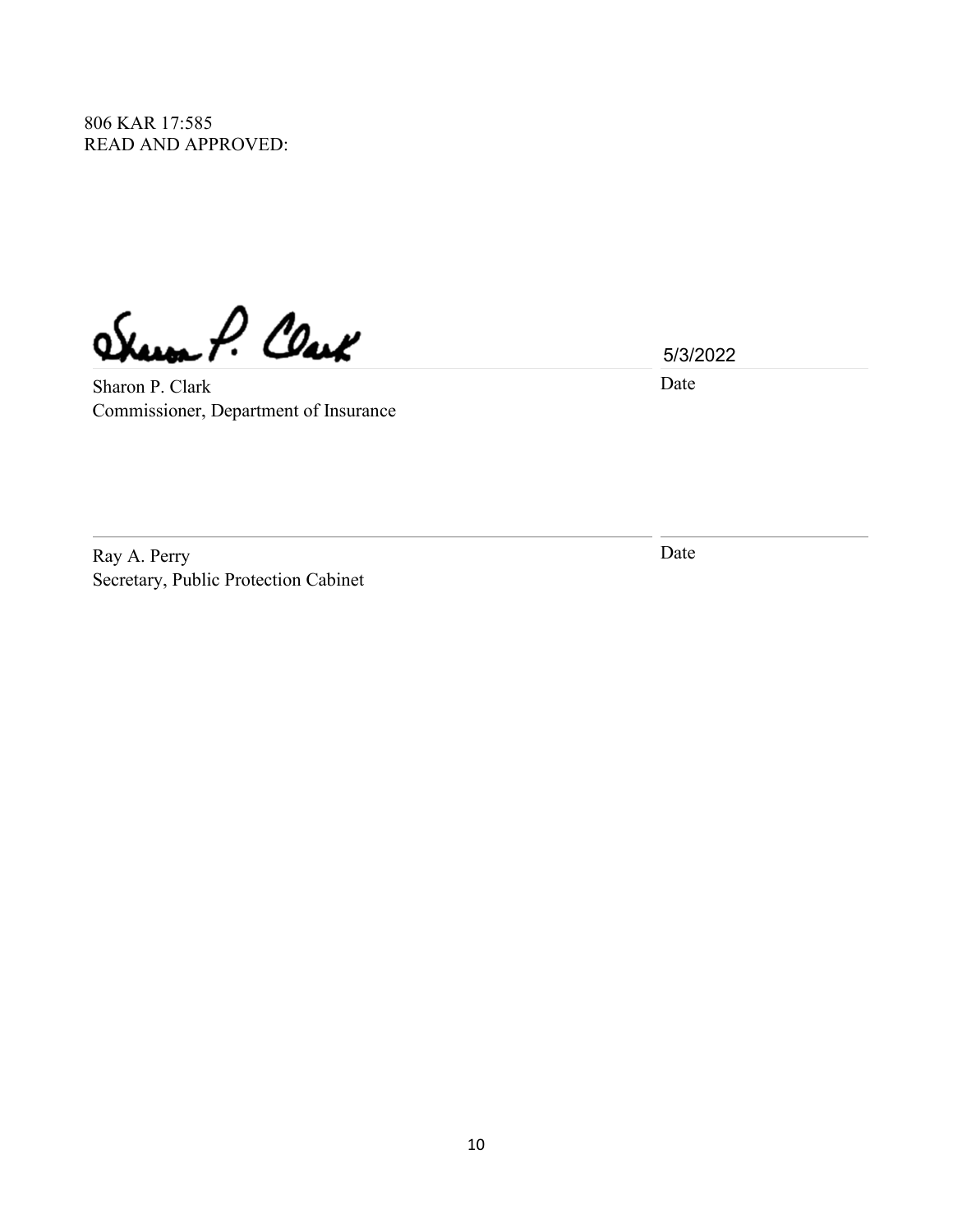806 KAR 17:585
READ AND APPROVED:

Sharon P. Clark
Commissioner, Department of Insurance

5/3/2022
Date

Ray A. Perry
Secretary, Public Protection Cabinet

Date